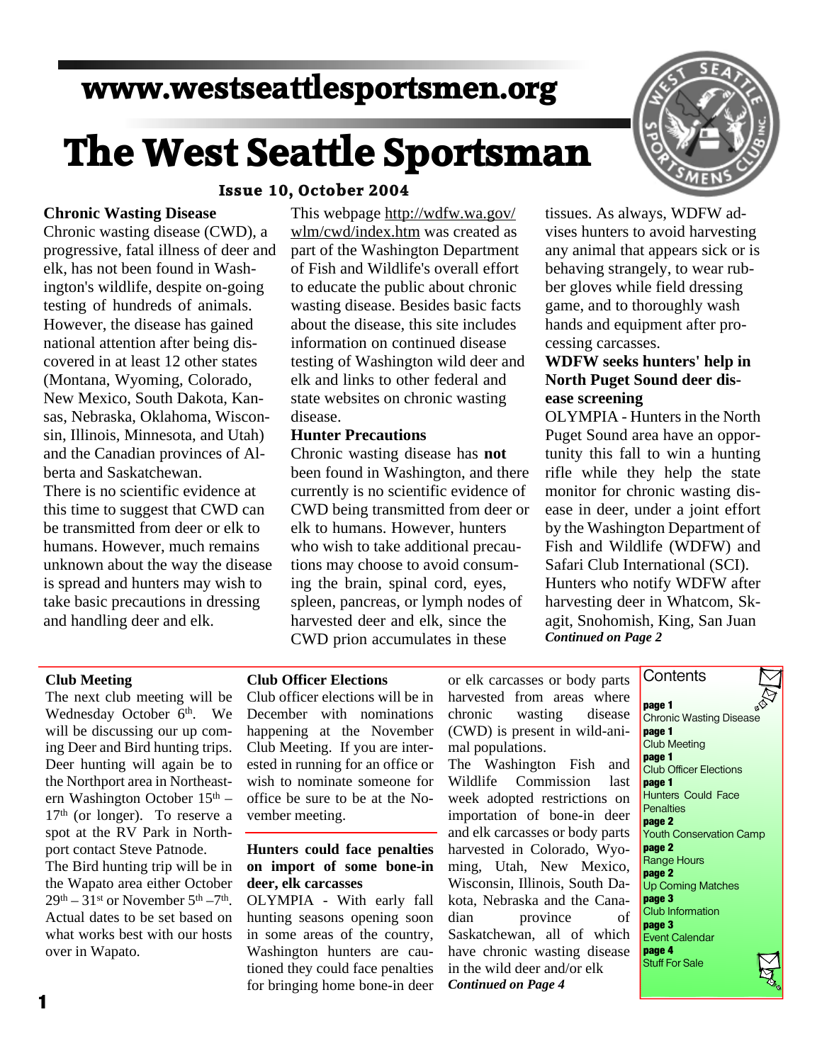# www.westseattlesportsmen.org

# The West Seattle Sportsman

**Issue 10, October 2004**

## Chronic Wasting Disease

Chronic wasting disease (CWD), a progressive, fatal illness of deer and elk, has not been found in Washington's wildlife, despite on-going testing of hundreds of animals. However, the disease has gained national attention after being discovered in at least 12 other states (Montana, Wyoming, Colorado, New Mexico, South Dakota, Kansas, Nebraska, Oklahoma, Wisconsin, Illinois, Minnesota, and Utah) and the Canadian provinces of Alberta and Saskatchewan.

There is no scientific evidence at this time to suggest that CWD can be transmitted from deer or elk to humans. However, much remains unknown about the way the disease is spread and hunters may wish to take basic precautions in dressing and handling deer and elk.

This webpage http://wdfw.wa.gov/wlm/cwd/index.htm was created as part of the Washington Department of Fish and Wildlife's overall effort to educate the public about chronic wasting disease. Besides basic facts about the disease, this site includes information on continued disease testing of Washington wild deer and elk and links to other federal and state websites on chronic wasting disease.

### Hunter Precautions

Chronic wasting disease has **not** been found in Washington, and there currently is no scientific evidence of CWD being transmitted from deer or elk to humans. However, hunters who wish to take additional precautions may choose to avoid consuming the brain, spinal cord, eyes, spleen, pancreas, or lymph nodes of harvested deer and elk, since the CWD prion accumulates in these tissues. As always, WDFW advises hunters to avoid harvesting any animal that appears sick or is behaving strangely, to wear rubber gloves while field dressing game, and to thoroughly wash hands and equipment after processing carcasses.

### WDFW seeks hunters' help in North Puget Sound deer disease screening

OLYMPIA - Hunters in the North Puget Sound area have an opportunity this fall to win a hunting rifle while they help the state monitor for chronic wasting disease in deer, under a joint effort by the Washington Department of Fish and Wildlife (WDFW) and Safari Club International (SCI).

Hunters who notify WDFW after harvesting deer in Whatcom, Skagit, Snohomish, King, San Juan

***Continued on Page 2***

## Club Meeting

The next club meeting will be Wednesday October 6th. We will be discussing our up coming Deer and Bird hunting trips. Deer hunting will again be to the Northport area in Northeastern Washington October 15th – 17th (or longer). To reserve a spot at the RV Park in Northport contact Steve Patnode.

The Bird hunting trip will be in the Wapato area either October 29th – 31st or November 5th –7th. Actual dates to be set based on what works best with our hosts over in Wapato.

## Club Officer Elections

Club officer elections will be in December with nominations happening at the November Club Meeting. If you are interested in running for an office or wish to nominate someone for office be sure to be at the November meeting.

## Hunters could face penalties on import of some bone-in deer, elk carcasses

OLYMPIA - With early fall hunting seasons opening soon in some areas of the country, Washington hunters are cautioned they could face penalties for bringing home bone-in deer or elk carcasses or body parts harvested from areas where chronic wasting disease (CWD) is present in wild-animal populations.

The Washington Fish and Wildlife Commission last week adopted restrictions on importation of bone-in deer and elk carcasses or body parts harvested in Colorado, Wyoming, Utah, New Mexico, Wisconsin, Illinois, South Dakota, Nebraska and the Canadian province of Saskatchewan, all of which have chronic wasting disease in the wild deer and/or elk

***Continued on Page 4***

## Contents

**page 1** Chronic Wasting Disease
**page 1** Club Meeting
**page 1** Club Officer Elections
**page 1** Hunters Could Face Penalties
**page 2** Youth Conservation Camp
**page 2** Range Hours
**page 2** Up Coming Matches
**page 3** Club Information
**page 3** Event Calendar
**page 4** Stuff For Sale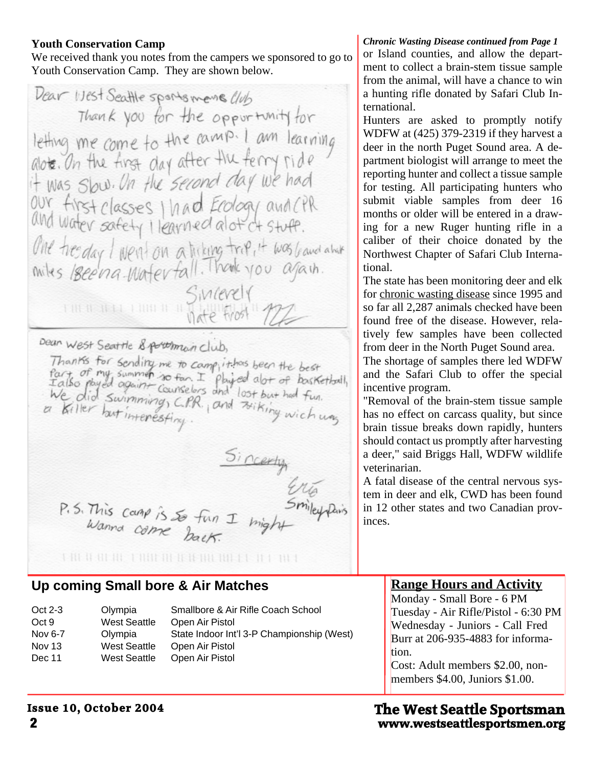## Youth Conservation Camp

We received thank you notes from the campers we sponsored to go to Youth Conservation Camp. They are shown below.

Dear West Seattle sportsmens Club

Thank you for the opportunity for letting me come to the camp. I am learning alot. On the first day after the ferry ride it was slow. On the second day we had our first classes I had Ecology and CPR and water safety I learned alot of stuff. One tuesday I went on a hiking trip, it was 6 and a half miles Beena waterfall. Thank you again.

Sincerely
Nate Frost

Dear West Seattle Sportsman club,

Thanks for sending me to camp, it has been the best part of my summer so far. I played alot of basketball, I also played against counselors and lost but had fun. We did swimming, C.P.R., and hiking wich was a killer but interesting.

Sincerly
Eric
Smiley Davis

P.S. This camp is so fun I might wanna come back.

*Chronic Wasting Disease continued from Page 1*

or Island counties, and allow the department to collect a brain-stem tissue sample from the animal, will have a chance to win a hunting rifle donated by Safari Club International.

Hunters are asked to promptly notify WDFW at (425) 379-2319 if they harvest a deer in the north Puget Sound area. A department biologist will arrange to meet the reporting hunter and collect a tissue sample for testing. All participating hunters who submit viable samples from deer 16 months or older will be entered in a drawing for a new Ruger hunting rifle in a caliber of their choice donated by the Northwest Chapter of Safari Club International.

The state has been monitoring deer and elk for chronic wasting disease since 1995 and so far all 2,287 animals checked have been found free of the disease. However, relatively few samples have been collected from deer in the North Puget Sound area.

The shortage of samples there led WDFW and the Safari Club to offer the special incentive program.

"Removal of the brain-stem tissue sample has no effect on carcass quality, but since brain tissue breaks down rapidly, hunters should contact us promptly after harvesting a deer," said Briggs Hall, WDFW wildlife veterinarian.

A fatal disease of the central nervous system in deer and elk, CWD has been found in 12 other states and two Canadian provinces.

## Up coming Small bore & Air Matches

| | | |
|---|---|---|
| Oct 2-3 | Olympia | Smallbore & Air Rifle Coach School |
| Oct 9 | West Seattle | Open Air Pistol |
| Nov 6-7 | Olympia | State Indoor Int'l 3-P Championship (West) |
| Nov 13 | West Seattle | Open Air Pistol |
| Dec 11 | West Seattle | Open Air Pistol |

## Range Hours and Activity

Monday - Small Bore - 6 PM
Tuesday - Air Rifle/Pistol - 6:30 PM
Wednesday - Juniors - Call Fred Burr at 206-935-4883 for information.
Cost: Adult members $2.00, non-members $4.00, Juniors $1.00.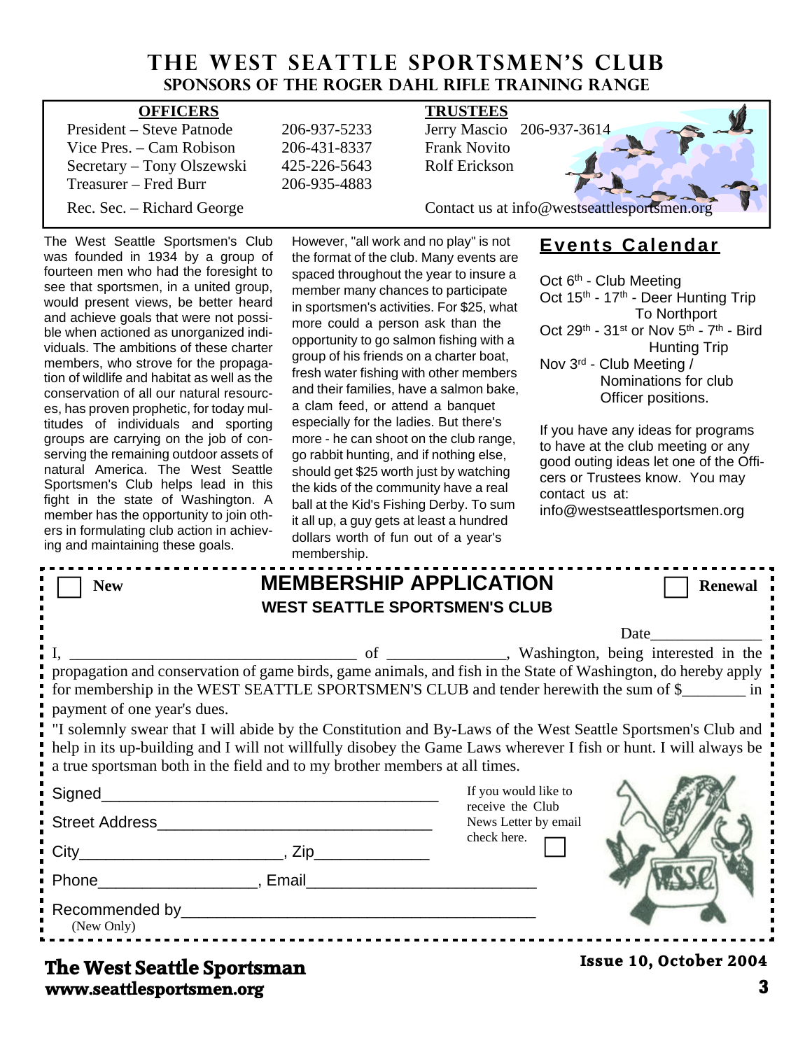# THE WEST SEATTLE SPORTSMEN'S CLUB

## SPONSORS OF THE ROGER DAHL RIFLE TRAINING RANGE

| OFFICERS | | TRUSTEES |
|---|---|---|
| President – Steve Patnode | 206-937-5233 | Jerry Mascio 206-937-3614 |
| Vice Pres. – Cam Robison | 206-431-8337 | Frank Novito |
| Secretary – Tony Olszewski | 425-226-5643 | Rolf Erickson |
| Treasurer – Fred Burr | 206-935-4883 | |
| Rec. Sec. – Richard George | | Contact us at info@westseattlesportsmen.org |

The West Seattle Sportsmen's Club was founded in 1934 by a group of fourteen men who had the foresight to see that sportsmen, in a united group, would present views, be better heard and achieve goals that were not possible when actioned as unorganized individuals. The ambitions of these charter members, who strove for the propagation of wildlife and habitat as well as the conservation of all our natural resources, has proven prophetic, for today multitudes of individuals and sporting groups are carrying on the job of conserving the remaining outdoor assets of natural America. The West Seattle Sportsmen's Club helps lead in this fight in the state of Washington. A member has the opportunity to join others in formulating club action in achieving and maintaining these goals.

However, "all work and no play" is not the format of the club. Many events are spaced throughout the year to insure a member many chances to participate in sportsmen's activities. For $25, what more could a person ask than the opportunity to go salmon fishing with a group of his friends on a charter boat, fresh water fishing with other members and their families, have a salmon bake, a clam feed, or attend a banquet especially for the ladies. But there's more - he can shoot on the club range, go rabbit hunting, and if nothing else, should get $25 worth just by watching the kids of the community have a real ball at the Kid's Fishing Derby. To sum it all up, a guy gets at least a hundred dollars worth of fun out of a year's membership.

## Events Calendar

- Oct 6th - Club Meeting
- Oct 15th - 17th - Deer Hunting Trip To Northport
- Oct 29th - 31st or Nov 5th - 7th - Bird Hunting Trip
- Nov 3rd - Club Meeting / Nominations for club Officer positions.

If you have any ideas for programs to have at the club meeting or any good outing ideas let one of the Officers or Trustees know. You may contact us at: info@westseattlesportsmen.org

---

☐ New **MEMBERSHIP APPLICATION** ☐ Renewal

**WEST SEATTLE SPORTSMEN'S CLUB**

Date______________

I, ____________________________________ of _______________, Washington, being interested in the propagation and conservation of game birds, game animals, and fish in the State of Washington, do hereby apply for membership in the WEST SEATTLE SPORTSMEN'S CLUB and tender herewith the sum of $________ in payment of one year's dues.

"I solemnly swear that I will abide by the Constitution and By-Laws of the West Seattle Sportsmen's Club and help in its up-building and I will not willfully disobey the Game Laws wherever I fish or hunt. I will always be a true sportsman both in the field and to my brother members at all times.

Signed_______________________________________

Street Address_______________________________

City______________________, Zip_____________

Phone_________________, Email_________________________

Recommended by_______________________________________
(New Only)

If you would like to receive the Club News Letter by email check here. ☐

**The West Seattle Sportsman**
**www.seattlesportsmen.org**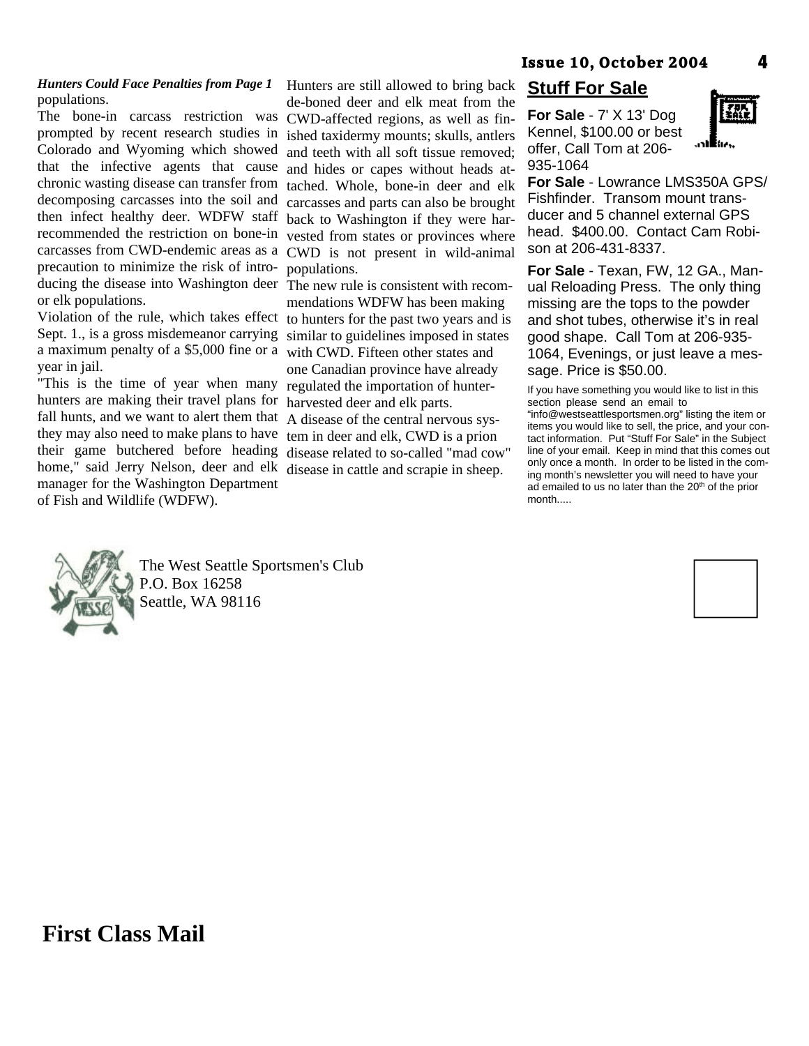*Hunters Could Face Penalties from Page 1*
populations.

The bone-in carcass restriction was prompted by recent research studies in Colorado and Wyoming which showed that the infective agents that cause chronic wasting disease can transfer from decomposing carcasses into the soil and then infect healthy deer. WDFW staff recommended the restriction on bone-in carcasses from CWD-endemic areas as a precaution to minimize the risk of introducing the disease into Washington deer or elk populations.

Violation of the rule, which takes effect Sept. 1., is a gross misdemeanor carrying a maximum penalty of a $5,000 fine or a year in jail.

"This is the time of year when many hunters are making their travel plans for fall hunts, and we want to alert them that they may also need to make plans to have their game butchered before heading home," said Jerry Nelson, deer and elk manager for the Washington Department of Fish and Wildlife (WDFW).

Hunters are still allowed to bring back de-boned deer and elk meat from the CWD-affected regions, as well as finished taxidermy mounts; skulls, antlers and teeth with all soft tissue removed; and hides or capes without heads attached. Whole, bone-in deer and elk carcasses and parts can also be brought back to Washington if they were harvested from states or provinces where CWD is not present in wild-animal populations.

The new rule is consistent with recommendations WDFW has been making to hunters for the past two years and is similar to guidelines imposed in states with CWD. Fifteen other states and one Canadian province have already regulated the importation of hunter-harvested deer and elk parts.

A disease of the central nervous system in deer and elk, CWD is a prion disease related to so-called "mad cow" disease in cattle and scrapie in sheep.

## Stuff For Sale

**For Sale** - 7' X 13' Dog Kennel, $100.00 or best offer, Call Tom at 206-935-1064

**For Sale** - Lowrance LMS350A GPS/Fishfinder. Transom mount transducer and 5 channel external GPS head. $400.00. Contact Cam Robison at 206-431-8337.

**For Sale** - Texan, FW, 12 GA., Manual Reloading Press. The only thing missing are the tops to the powder and shot tubes, otherwise it's in real good shape. Call Tom at 206-935-1064, Evenings, or just leave a message. Price is $50.00.

If you have something you would like to list in this section please send an email to "info@westseattlesportsmen.org" listing the item or items you would like to sell, the price, and your contact information. Put "Stuff For Sale" in the Subject line of your email. Keep in mind that this comes out only once a month. In order to be listed in the coming month's newsletter you will need to have your ad emailed to us no later than the 20th of the prior month.....

The West Seattle Sportsmen's Club
P.O. Box 16258
Seattle, WA 98116

**First Class Mail**